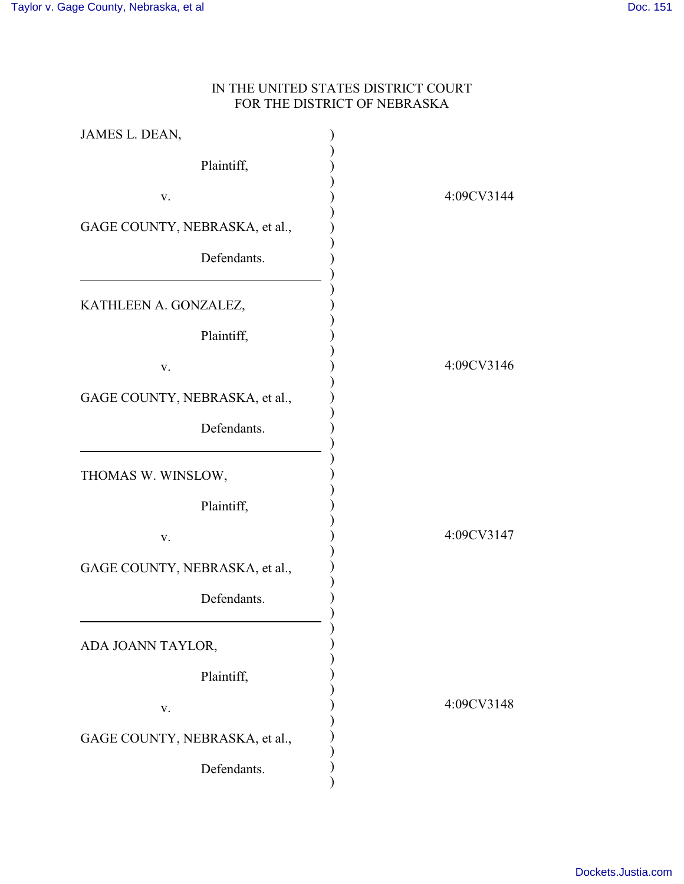IN THE UNITED STATES DISTRICT COURT
FOR THE DISTRICT OF NEBRASKA

| | | |
|---|---|---|
| JAMES L. DEAN, Plaintiff, v. GAGE COUNTY, NEBRASKA, et al., Defendants. | ) | 4:09CV3144 |
| KATHLEEN A. GONZALEZ, Plaintiff, v. GAGE COUNTY, NEBRASKA, et al., Defendants. | ) | 4:09CV3146 |
| THOMAS W. WINSLOW, Plaintiff, v. GAGE COUNTY, NEBRASKA, et al., Defendants. | ) | 4:09CV3147 |
| ADA JOANN TAYLOR, Plaintiff, v. GAGE COUNTY, NEBRASKA, et al., Defendants. | ) | 4:09CV3148 |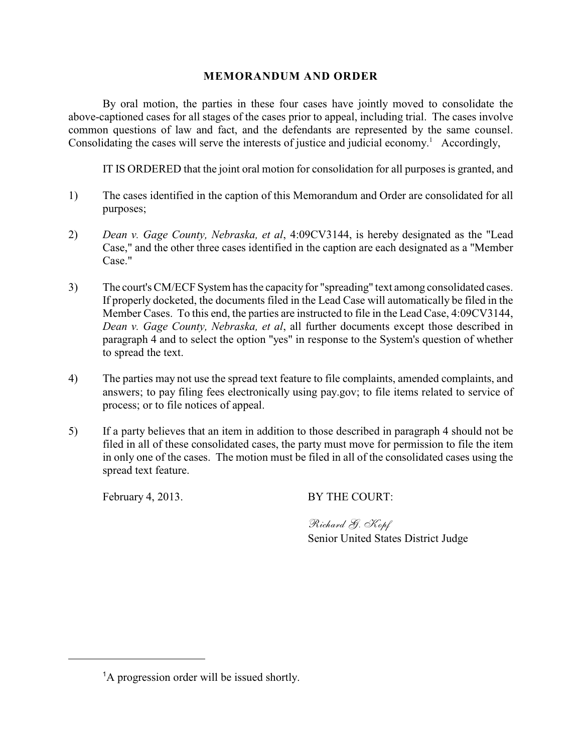## MEMORANDUM AND ORDER

By oral motion, the parties in these four cases have jointly moved to consolidate the above-captioned cases for all stages of the cases prior to appeal, including trial. The cases involve common questions of law and fact, and the defendants are represented by the same counsel. Consolidating the cases will serve the interests of justice and judicial economy.[1] Accordingly,

IT IS ORDERED that the joint oral motion for consolidation for all purposes is granted, and

1) The cases identified in the caption of this Memorandum and Order are consolidated for all purposes;

2) *Dean v. Gage County, Nebraska, et al*, 4:09CV3144, is hereby designated as the "Lead Case," and the other three cases identified in the caption are each designated as a "Member Case."

3) The court's CM/ECF System has the capacity for "spreading" text among consolidated cases. If properly docketed, the documents filed in the Lead Case will automatically be filed in the Member Cases. To this end, the parties are instructed to file in the Lead Case, 4:09CV3144, *Dean v. Gage County, Nebraska, et al*, all further documents except those described in paragraph 4 and to select the option "yes" in response to the System's question of whether to spread the text.

4) The parties may not use the spread text feature to file complaints, amended complaints, and answers; to pay filing fees electronically using pay.gov; to file items related to service of process; or to file notices of appeal.

5) If a party believes that an item in addition to those described in paragraph 4 should not be filed in all of these consolidated cases, the party must move for permission to file the item in only one of the cases. The motion must be filed in all of the consolidated cases using the spread text feature.

February 4, 2013.

BY THE COURT:

*Richard G. Kopf*
Senior United States District Judge

---

[1] A progression order will be issued shortly.